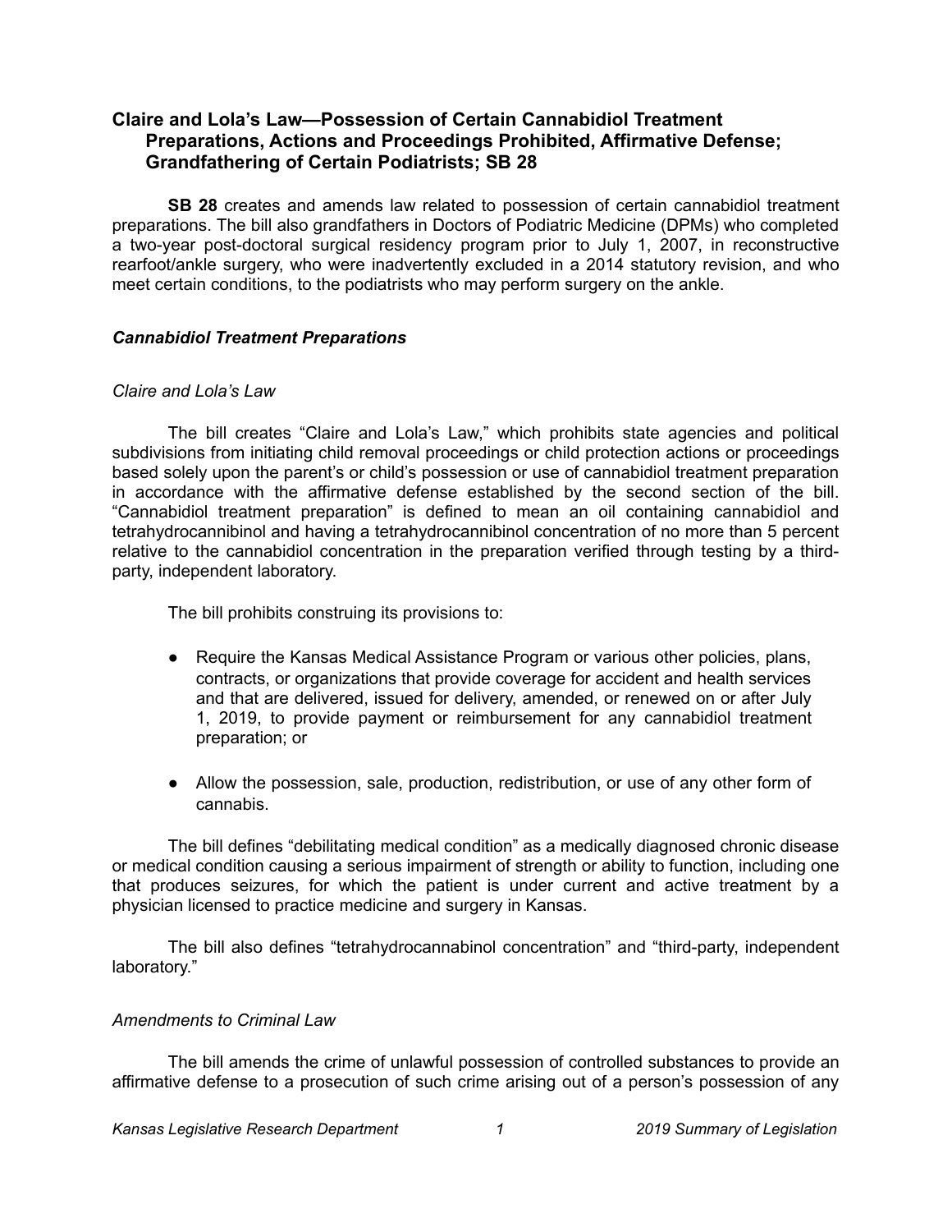## Claire and Lola's Law—Possession of Certain Cannabidiol Treatment Preparations, Actions and Proceedings Prohibited, Affirmative Defense; Grandfathering of Certain Podiatrists; SB 28

**SB 28** creates and amends law related to possession of certain cannabidiol treatment preparations. The bill also grandfathers in Doctors of Podiatric Medicine (DPMs) who completed a two-year post-doctoral surgical residency program prior to July 1, 2007, in reconstructive rearfoot/ankle surgery, who were inadvertently excluded in a 2014 statutory revision, and who meet certain conditions, to the podiatrists who may perform surgery on the ankle.

### *Cannabidiol Treatment Preparations*

#### *Claire and Lola's Law*

The bill creates "Claire and Lola's Law," which prohibits state agencies and political subdivisions from initiating child removal proceedings or child protection actions or proceedings based solely upon the parent's or child's possession or use of cannabidiol treatment preparation in accordance with the affirmative defense established by the second section of the bill. "Cannabidiol treatment preparation" is defined to mean an oil containing cannabidiol and tetrahydrocannibinol and having a tetrahydrocannibinol concentration of no more than 5 percent relative to the cannabidiol concentration in the preparation verified through testing by a third-party, independent laboratory.

The bill prohibits construing its provisions to:

- Require the Kansas Medical Assistance Program or various other policies, plans, contracts, or organizations that provide coverage for accident and health services and that are delivered, issued for delivery, amended, or renewed on or after July 1, 2019, to provide payment or reimbursement for any cannabidiol treatment preparation; or
- Allow the possession, sale, production, redistribution, or use of any other form of cannabis.

The bill defines "debilitating medical condition" as a medically diagnosed chronic disease or medical condition causing a serious impairment of strength or ability to function, including one that produces seizures, for which the patient is under current and active treatment by a physician licensed to practice medicine and surgery in Kansas.

The bill also defines "tetrahydrocannabinol concentration" and "third-party, independent laboratory."

#### *Amendments to Criminal Law*

The bill amends the crime of unlawful possession of controlled substances to provide an affirmative defense to a prosecution of such crime arising out of a person's possession of any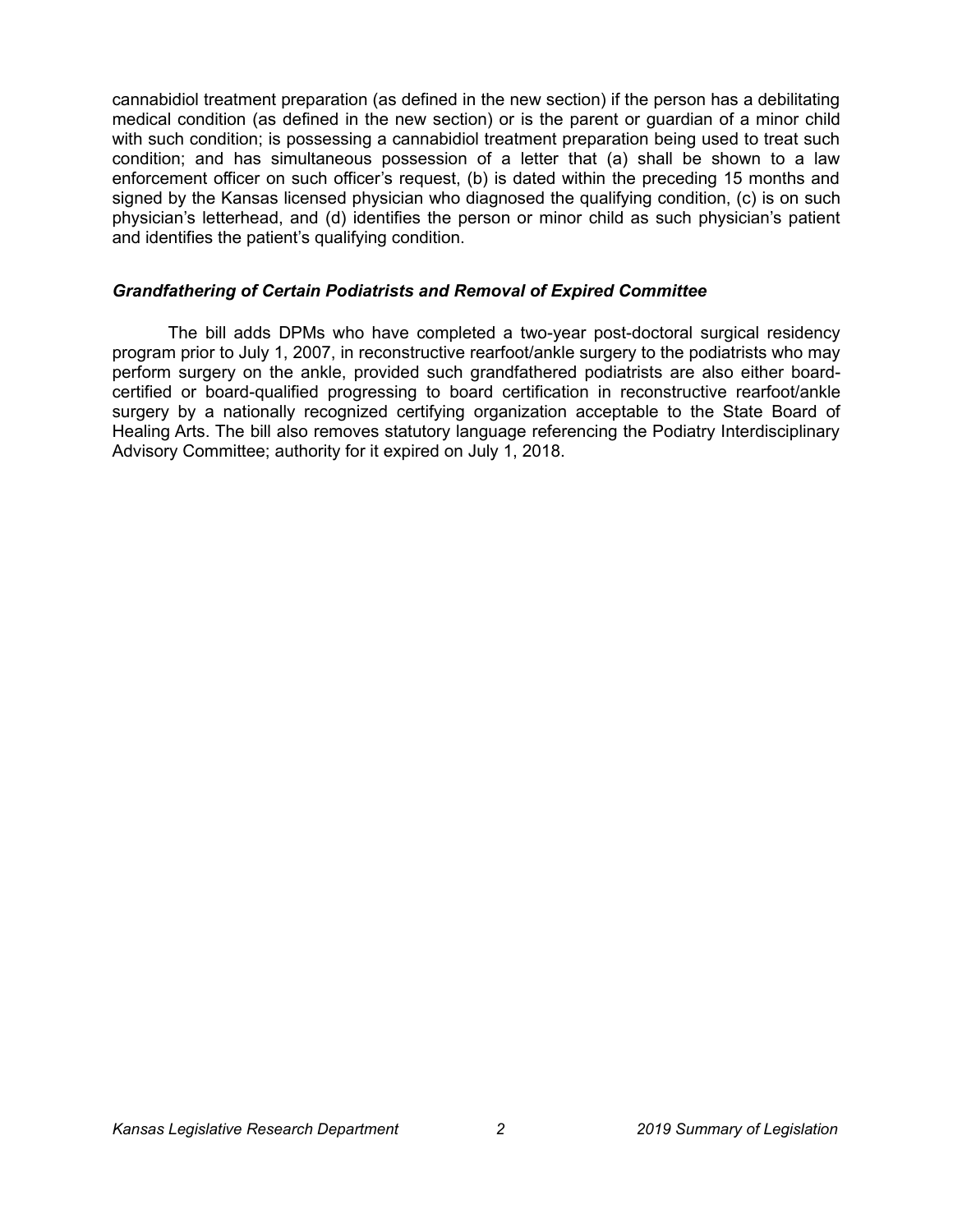cannabidiol treatment preparation (as defined in the new section) if the person has a debilitating medical condition (as defined in the new section) or is the parent or guardian of a minor child with such condition; is possessing a cannabidiol treatment preparation being used to treat such condition; and has simultaneous possession of a letter that (a) shall be shown to a law enforcement officer on such officer's request, (b) is dated within the preceding 15 months and signed by the Kansas licensed physician who diagnosed the qualifying condition, (c) is on such physician's letterhead, and (d) identifies the person or minor child as such physician's patient and identifies the patient's qualifying condition.

### *Grandfathering of Certain Podiatrists and Removal of Expired Committee*

The bill adds DPMs who have completed a two-year post-doctoral surgical residency program prior to July 1, 2007, in reconstructive rearfoot/ankle surgery to the podiatrists who may perform surgery on the ankle, provided such grandfathered podiatrists are also either board-certified or board-qualified progressing to board certification in reconstructive rearfoot/ankle surgery by a nationally recognized certifying organization acceptable to the State Board of Healing Arts. The bill also removes statutory language referencing the Podiatry Interdisciplinary Advisory Committee; authority for it expired on July 1, 2018.